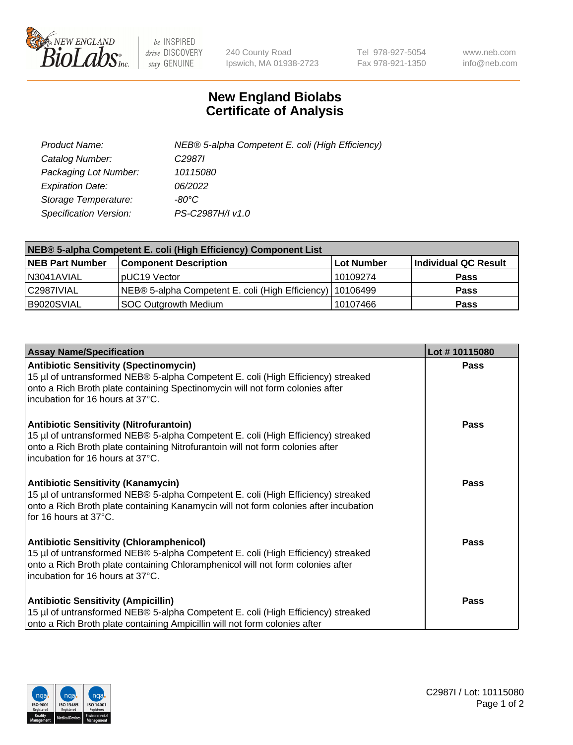# New England Biolabs Certificate of Analysis

| | |
|---|---|
| *Product Name:* | *NEB® 5-alpha Competent E. coli (High Efficiency)* |
| *Catalog Number:* | *C2987I* |
| *Packaging Lot Number:* | *10115080* |
| *Expiration Date:* | *06/2022* |
| *Storage Temperature:* | *-80°C* |
| *Specification Version:* | *PS-C2987H/I v1.0* |

| **NEB® 5-alpha Competent E. coli (High Efficiency) Component List** | | | |
|---|---|---|---|
| **NEB Part Number** | **Component Description** | **Lot Number** | **Individual QC Result** |
| N3041AVIAL | pUC19 Vector | 10109274 | **Pass** |
| C2987IVIAL | NEB® 5-alpha Competent E. coli (High Efficiency) | 10106499 | **Pass** |
| B9020SVIAL | SOC Outgrowth Medium | 10107466 | **Pass** |

| **Assay Name/Specification** | **Lot # 10115080** |
|---|---|
| **Antibiotic Sensitivity (Spectinomycin)** 15 µl of untransformed NEB® 5-alpha Competent E. coli (High Efficiency) streaked onto a Rich Broth plate containing Spectinomycin will not form colonies after incubation for 16 hours at 37°C. | **Pass** |
| **Antibiotic Sensitivity (Nitrofurantoin)** 15 µl of untransformed NEB® 5-alpha Competent E. coli (High Efficiency) streaked onto a Rich Broth plate containing Nitrofurantoin will not form colonies after incubation for 16 hours at 37°C. | **Pass** |
| **Antibiotic Sensitivity (Kanamycin)** 15 µl of untransformed NEB® 5-alpha Competent E. coli (High Efficiency) streaked onto a Rich Broth plate containing Kanamycin will not form colonies after incubation for 16 hours at 37°C. | **Pass** |
| **Antibiotic Sensitivity (Chloramphenicol)** 15 µl of untransformed NEB® 5-alpha Competent E. coli (High Efficiency) streaked onto a Rich Broth plate containing Chloramphenicol will not form colonies after incubation for 16 hours at 37°C. | **Pass** |
| **Antibiotic Sensitivity (Ampicillin)** 15 µl of untransformed NEB® 5-alpha Competent E. coli (High Efficiency) streaked onto a Rich Broth plate containing Ampicillin will not form colonies after | **Pass** |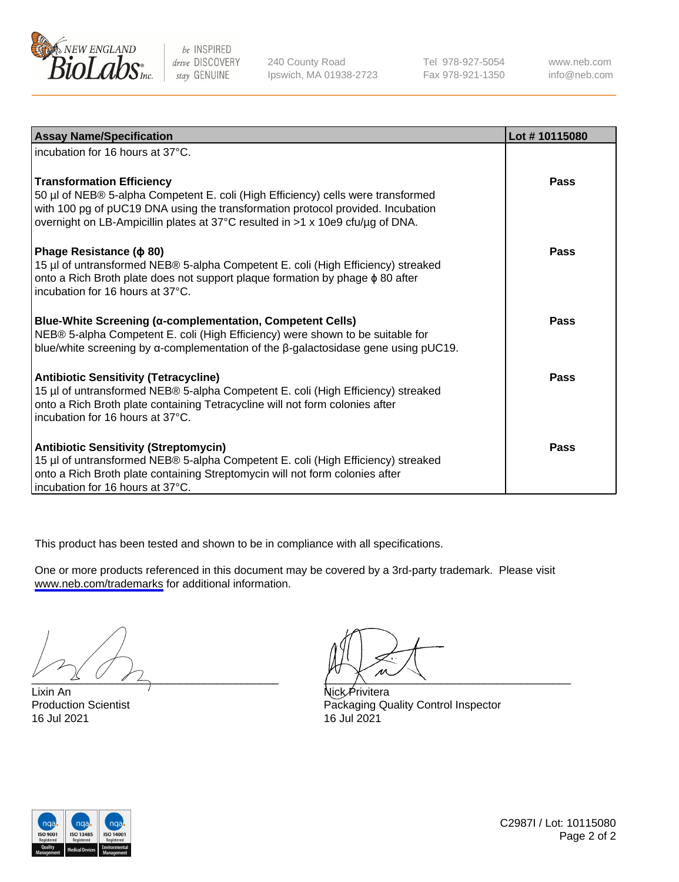| Assay Name/Specification | Lot # 10115080 |
| --- | --- |
| incubation for 16 hours at 37°C. | |
| **Transformation Efficiency**<br>50 µl of NEB® 5-alpha Competent E. coli (High Efficiency) cells were transformed with 100 pg of pUC19 DNA using the transformation protocol provided. Incubation overnight on LB-Ampicillin plates at 37°C resulted in >1 x 10e9 cfu/µg of DNA. | **Pass** |
| **Phage Resistance (ϕ 80)**<br>15 µl of untransformed NEB® 5-alpha Competent E. coli (High Efficiency) streaked onto a Rich Broth plate does not support plaque formation by phage ϕ 80 after incubation for 16 hours at 37°C. | **Pass** |
| **Blue-White Screening (α-complementation, Competent Cells)**<br>NEB® 5-alpha Competent E. coli (High Efficiency) were shown to be suitable for blue/white screening by α-complementation of the β-galactosidase gene using pUC19. | **Pass** |
| **Antibiotic Sensitivity (Tetracycline)**<br>15 µl of untransformed NEB® 5-alpha Competent E. coli (High Efficiency) streaked onto a Rich Broth plate containing Tetracycline will not form colonies after incubation for 16 hours at 37°C. | **Pass** |
| **Antibiotic Sensitivity (Streptomycin)**<br>15 µl of untransformed NEB® 5-alpha Competent E. coli (High Efficiency) streaked onto a Rich Broth plate containing Streptomycin will not form colonies after incubation for 16 hours at 37°C. | **Pass** |

This product has been tested and shown to be in compliance with all specifications.

One or more products referenced in this document may be covered by a 3rd-party trademark. Please visit www.neb.com/trademarks for additional information.

Lixin An
Production Scientist
16 Jul 2021

Nick Privitera
Packaging Quality Control Inspector
16 Jul 2021

C2987I / Lot: 10115080